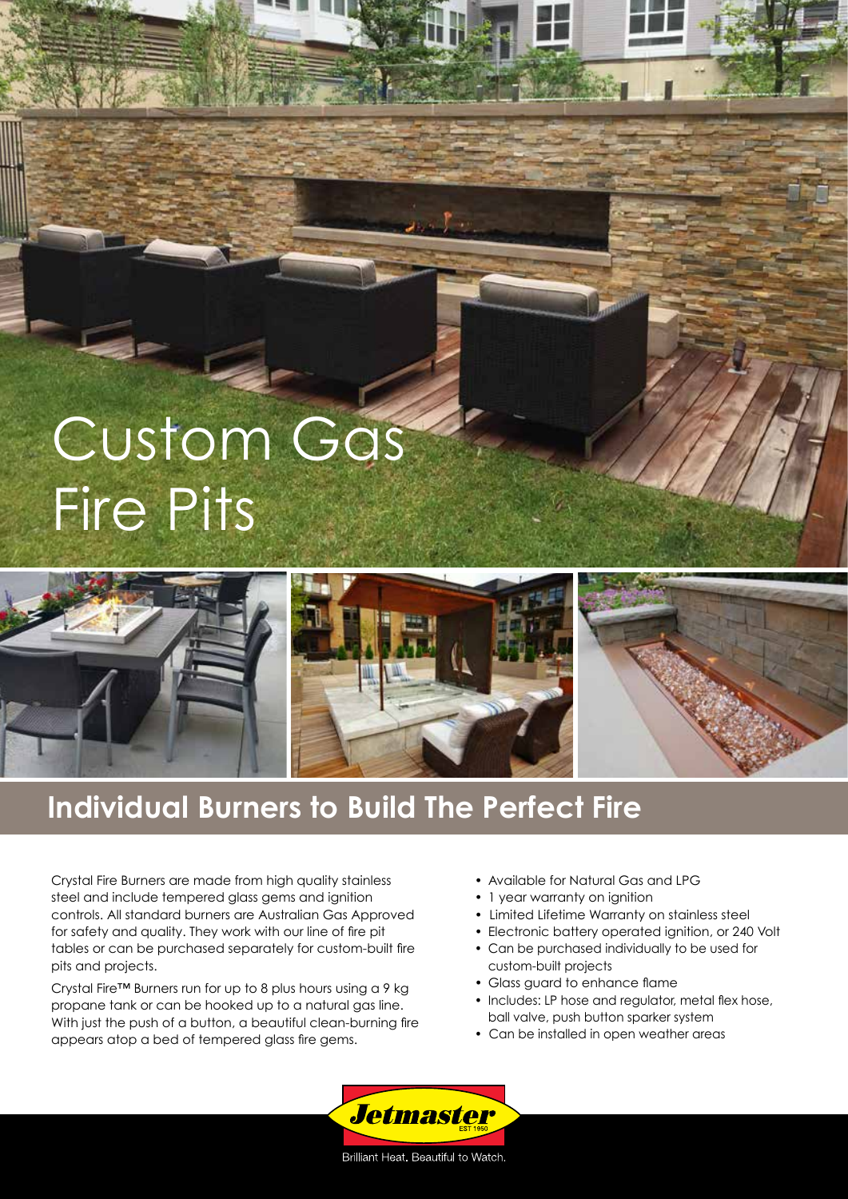# Custom Gas Fire Pits

## Individual Burners to Build The Perfect Fire

Crystal Fire Burners are made from high quality stainless steel and include tempered glass gems and ignition controls. All standard burners are Australian Gas Approved for safety and quality. They work with our line of fire pit tables or can be purchased separately for custom-built fire pits and projects.

Crystal Fire™ Burners run for up to 8 plus hours using a 9 kg propane tank or can be hooked up to a natural gas line. With just the push of a button, a beautiful clean-burning fire appears atop a bed of tempered glass fire gems.

- Available for Natural Gas and LPG
- 1 year warranty on ignition
- Limited Lifetime Warranty on stainless steel
- Electronic battery operated ignition, or 240 Volt
- Can be purchased individually to be used for custom-built projects
- Glass guard to enhance flame
- Includes: LP hose and regulator, metal flex hose, ball valve, push button sparker system
- Can be installed in open weather areas

Jetmaster EST 1950

Brilliant Heat. Beautiful to Watch.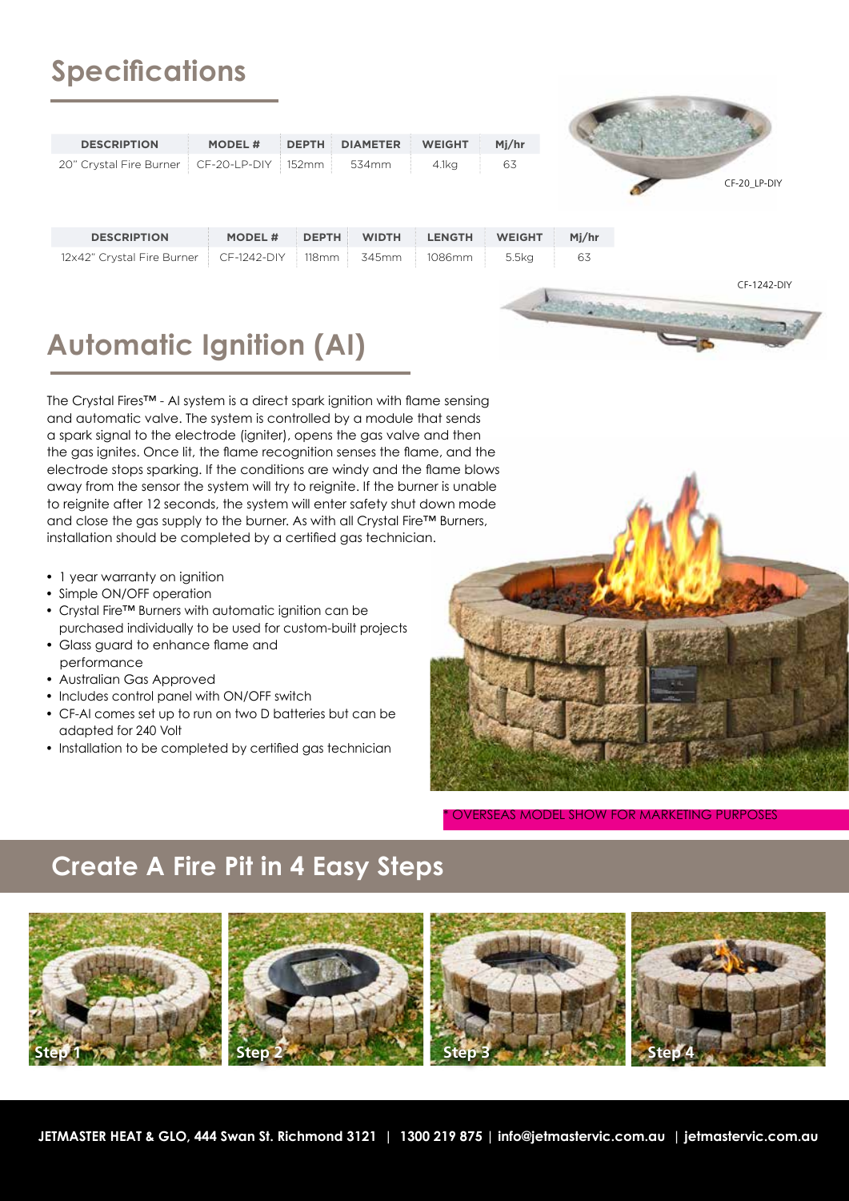# Specifications

| DESCRIPTION | MODEL # | DEPTH | DIAMETER | WEIGHT | Mj/hr |
|---|---|---|---|---|---|
| 20" Crystal Fire Burner | CF-20-LP-DIY | 152mm | 534mm | 4.1kg | 63 |

CF-20_LP-DIY

| DESCRIPTION | MODEL # | DEPTH | WIDTH | LENGTH | WEIGHT | Mj/hr |
|---|---|---|---|---|---|---|
| 12x42" Crystal Fire Burner | CF-1242-DIY | 118mm | 345mm | 1086mm | 5.5kg | 63 |

CF-1242-DIY

# Automatic Ignition (AI)

The Crystal Fires™ - AI system is a direct spark ignition with flame sensing and automatic valve. The system is controlled by a module that sends a spark signal to the electrode (igniter), opens the gas valve and then the gas ignites. Once lit, the flame recognition senses the flame, and the electrode stops sparking. If the conditions are windy and the flame blows away from the sensor the system will try to reignite. If the burner is unable to reignite after 12 seconds, the system will enter safety shut down mode and close the gas supply to the burner. As with all Crystal Fire™ Burners, installation should be completed by a certified gas technician.

- 1 year warranty on ignition
- Simple ON/OFF operation
- Crystal Fire™ Burners with automatic ignition can be purchased individually to be used for custom-built projects
- Glass guard to enhance flame and performance
- Australian Gas Approved
- Includes control panel with ON/OFF switch
- CF-AI comes set up to run on two D batteries but can be adapted for 240 Volt
- Installation to be completed by certified gas technician

* OVERSEAS MODEL SHOW FOR MARKETING PURPOSES

## Create A Fire Pit in 4 Easy Steps

Step 1

Step 2

Step 3

Step 4

JETMASTER HEAT & GLO, 444 Swan St. Richmond 3121 | 1300 219 875 | info@jetmastervic.com.au | jetmastervic.com.au